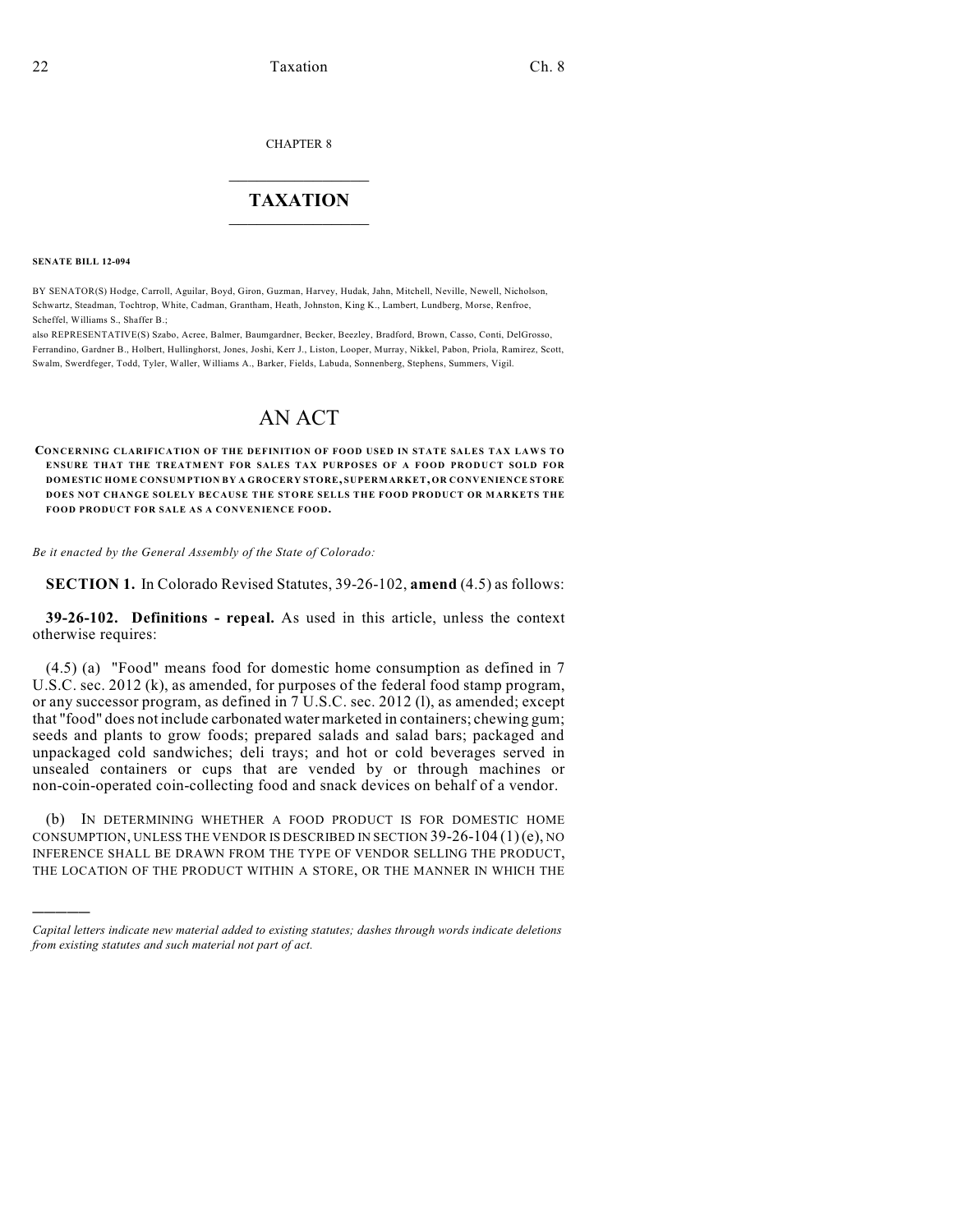CHAPTER 8

# TAXATION

**SENATE BILL 12-094**

BY SENATOR(S) Hodge, Carroll, Aguilar, Boyd, Giron, Guzman, Harvey, Hudak, Jahn, Mitchell, Neville, Newell, Nicholson, Schwartz, Steadman, Tochtrop, White, Cadman, Grantham, Heath, Johnston, King K., Lambert, Lundberg, Morse, Renfroe, Scheffel, Williams S., Shaffer B.;

also REPRESENTATIVE(S) Szabo, Acree, Balmer, Baumgardner, Becker, Beezley, Bradford, Brown, Casso, Conti, DelGrosso, Ferrandino, Gardner B., Holbert, Hullinghorst, Jones, Joshi, Kerr J., Liston, Looper, Murray, Nikkel, Pabon, Priola, Ramirez, Scott, Swalm, Swerdfeger, Todd, Tyler, Waller, Williams A., Barker, Fields, Labuda, Sonnenberg, Stephens, Summers, Vigil.

## AN ACT

**CONCERNING CLARIFICATION OF THE DEFINITION OF FOOD USED IN STATE SALES TAX LAWS TO ENSURE THAT THE TREATMENT FOR SALES TAX PURPOSES OF A FOOD PRODUCT SOLD FOR DOMESTIC HOME CONSUMPTION BY A GROCERY STORE, SUPERMARKET, OR CONVENIENCE STORE DOES NOT CHANGE SOLELY BECAUSE THE STORE SELLS THE FOOD PRODUCT OR MARKETS THE FOOD PRODUCT FOR SALE AS A CONVENIENCE FOOD.**

*Be it enacted by the General Assembly of the State of Colorado:*

**SECTION 1.** In Colorado Revised Statutes, 39-26-102, **amend** (4.5) as follows:

**39-26-102. Definitions - repeal.** As used in this article, unless the context otherwise requires:

(4.5) (a) "Food" means food for domestic home consumption as defined in 7 U.S.C. sec. 2012 (k), as amended, for purposes of the federal food stamp program, or any successor program, as defined in 7 U.S.C. sec. 2012 (l), as amended; except that "food" does not include carbonated water marketed in containers; chewing gum; seeds and plants to grow foods; prepared salads and salad bars; packaged and unpackaged cold sandwiches; deli trays; and hot or cold beverages served in unsealed containers or cups that are vended by or through machines or non-coin-operated coin-collecting food and snack devices on behalf of a vendor.

(b) IN DETERMINING WHETHER A FOOD PRODUCT IS FOR DOMESTIC HOME CONSUMPTION, UNLESS THE VENDOR IS DESCRIBED IN SECTION 39-26-104 (1) (e), NO INFERENCE SHALL BE DRAWN FROM THE TYPE OF VENDOR SELLING THE PRODUCT, THE LOCATION OF THE PRODUCT WITHIN A STORE, OR THE MANNER IN WHICH THE

---

*Capital letters indicate new material added to existing statutes; dashes through words indicate deletions from existing statutes and such material not part of act.*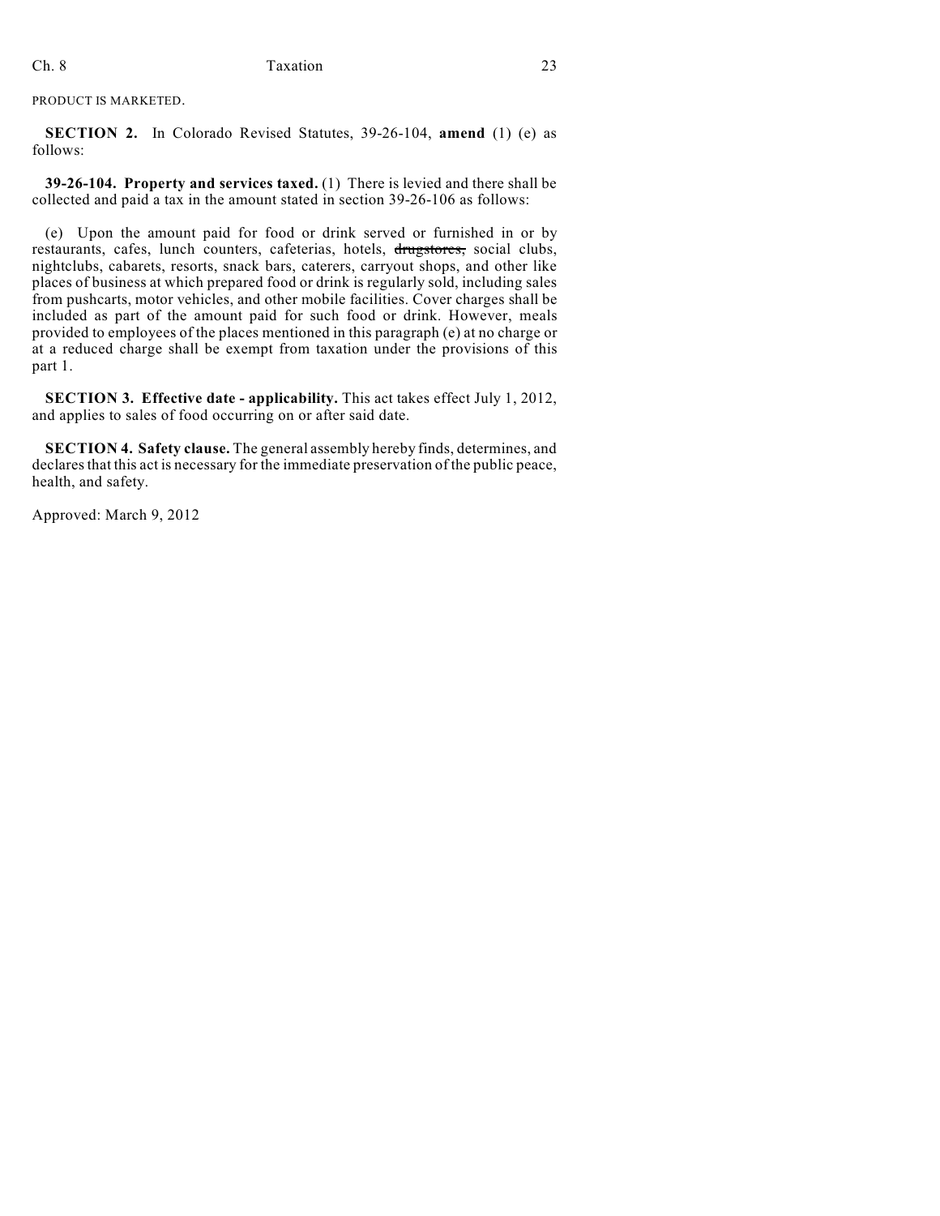PRODUCT IS MARKETED.

**SECTION 2.** In Colorado Revised Statutes, 39-26-104, **amend** (1) (e) as follows:

**39-26-104. Property and services taxed.** (1) There is levied and there shall be collected and paid a tax in the amount stated in section 39-26-106 as follows:

(e) Upon the amount paid for food or drink served or furnished in or by restaurants, cafes, lunch counters, cafeterias, hotels, ~~drugstores,~~ social clubs, nightclubs, cabarets, resorts, snack bars, caterers, carryout shops, and other like places of business at which prepared food or drink is regularly sold, including sales from pushcarts, motor vehicles, and other mobile facilities. Cover charges shall be included as part of the amount paid for such food or drink. However, meals provided to employees of the places mentioned in this paragraph (e) at no charge or at a reduced charge shall be exempt from taxation under the provisions of this part 1.

**SECTION 3. Effective date - applicability.** This act takes effect July 1, 2012, and applies to sales of food occurring on or after said date.

**SECTION 4. Safety clause.** The general assembly hereby finds, determines, and declares that this act is necessary for the immediate preservation of the public peace, health, and safety.

Approved: March 9, 2012